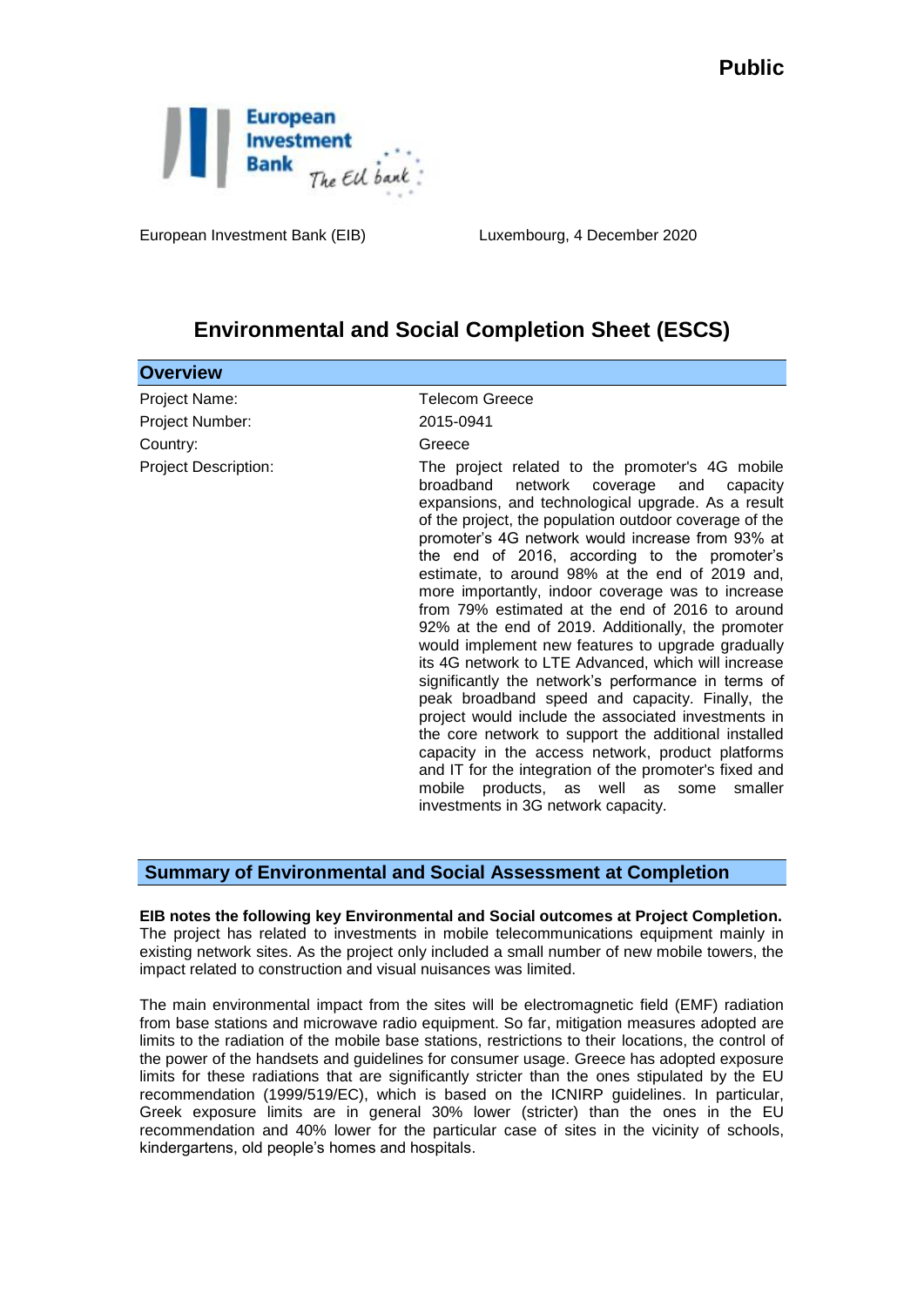**Public**

European Investment Bank (EIB) Luxembourg, 4 December 2020

# Environmental and Social Completion Sheet (ESCS)

## Overview

| | |
|---|---|
| Project Name: | Telecom Greece |
| Project Number: | 2015-0941 |
| Country: | Greece |
| Project Description: | The project related to the promoter's 4G mobile broadband network coverage and capacity expansions, and technological upgrade. As a result of the project, the population outdoor coverage of the promoter's 4G network would increase from 93% at the end of 2016, according to the promoter's estimate, to around 98% at the end of 2019 and, more importantly, indoor coverage was to increase from 79% estimated at the end of 2016 to around 92% at the end of 2019. Additionally, the promoter would implement new features to upgrade gradually its 4G network to LTE Advanced, which will increase significantly the network's performance in terms of peak broadband speed and capacity. Finally, the project would include the associated investments in the core network to support the additional installed capacity in the access network, product platforms and IT for the integration of the promoter's fixed and mobile products, as well as some smaller investments in 3G network capacity. |

## Summary of Environmental and Social Assessment at Completion

**EIB notes the following key Environmental and Social outcomes at Project Completion.** The project has related to investments in mobile telecommunications equipment mainly in existing network sites. As the project only included a small number of new mobile towers, the impact related to construction and visual nuisances was limited.

The main environmental impact from the sites will be electromagnetic field (EMF) radiation from base stations and microwave radio equipment. So far, mitigation measures adopted are limits to the radiation of the mobile base stations, restrictions to their locations, the control of the power of the handsets and guidelines for consumer usage. Greece has adopted exposure limits for these radiations that are significantly stricter than the ones stipulated by the EU recommendation (1999/519/EC), which is based on the ICNIRP guidelines. In particular, Greek exposure limits are in general 30% lower (stricter) than the ones in the EU recommendation and 40% lower for the particular case of sites in the vicinity of schools, kindergartens, old people's homes and hospitals.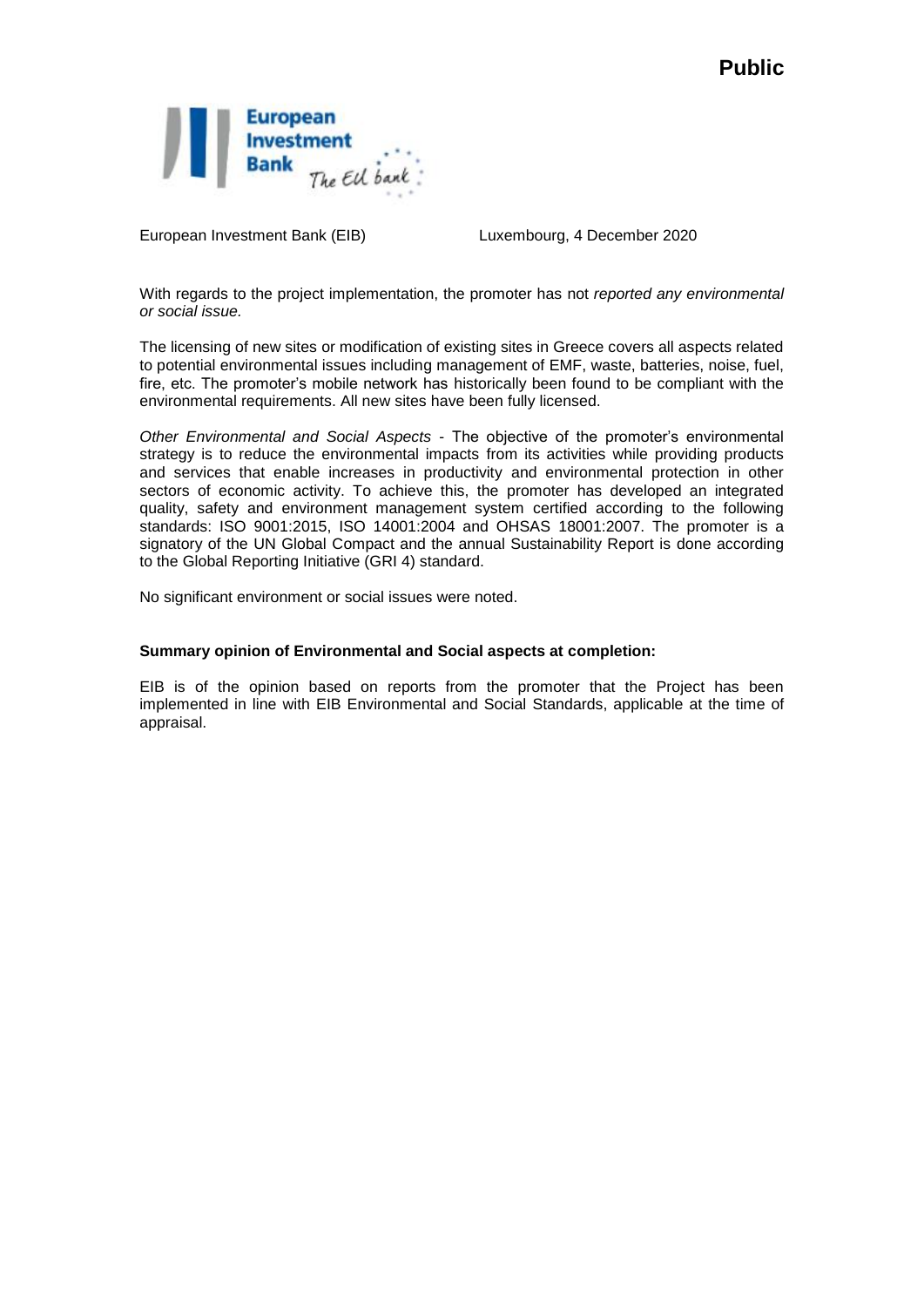With regards to the project implementation, the promoter has not *reported any environmental or social issue.*

The licensing of new sites or modification of existing sites in Greece covers all aspects related to potential environmental issues including management of EMF, waste, batteries, noise, fuel, fire, etc. The promoter's mobile network has historically been found to be compliant with the environmental requirements. All new sites have been fully licensed.

*Other Environmental and Social Aspects* - The objective of the promoter's environmental strategy is to reduce the environmental impacts from its activities while providing products and services that enable increases in productivity and environmental protection in other sectors of economic activity. To achieve this, the promoter has developed an integrated quality, safety and environment management system certified according to the following standards: ISO 9001:2015, ISO 14001:2004 and OHSAS 18001:2007. The promoter is a signatory of the UN Global Compact and the annual Sustainability Report is done according to the Global Reporting Initiative (GRI 4) standard.

No significant environment or social issues were noted.

**Summary opinion of Environmental and Social aspects at completion:**

EIB is of the opinion based on reports from the promoter that the Project has been implemented in line with EIB Environmental and Social Standards, applicable at the time of appraisal.